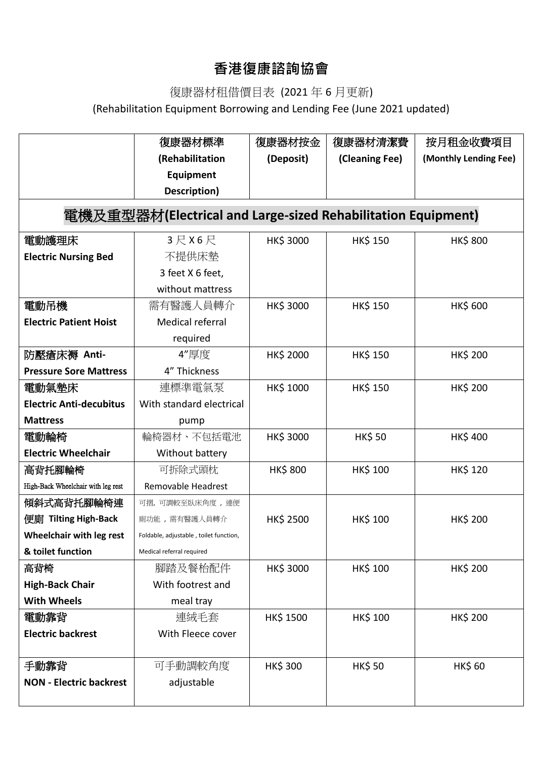# 香港復康諮詢協會

復康器材租借價目表 (2021 年 6 月更新)

(Rehabilitation Equipment Borrowing and Lending Fee (June 2021 updated)

| | 復康器材標準 **(Rehabilitation Equipment Description)** | 復康器材按金 **(Deposit)** | 復康器材清潔費 **(Cleaning Fee)** | 按月租金收費項目 **(Monthly Lending Fee)** |
|---|---|---|---|---|
| **電機及重型器材(Electrical and Large-sized Rehabilitation Equipment)** | | | | |
| **電動護理床 Electric Nursing Bed** | 3 尺 X 6 尺 不提供床墊 3 feet X 6 feet, without mattress | HK$ 3000 | HK$ 150 | HK$ 800 |
| **電動吊機 Electric Patient Hoist** | 需有醫護人員轉介 Medical referral required | HK$ 3000 | HK$ 150 | HK$ 600 |
| **防壓瘡床褥 Anti-Pressure Sore Mattress** | 4"厚度 4" Thickness | HK$ 2000 | HK$ 150 | HK$ 200 |
| **電動氣墊床 Electric Anti-decubitus Mattress** | 連標準電氣泵 With standard electrical pump | HK$ 1000 | HK$ 150 | HK$ 200 |
| **電動輪椅 Electric Wheelchair** | 輪椅器材、不包括電池 Without battery | HK$ 3000 | HK$ 50 | HK$ 400 |
| **高背托腳輪椅** High-Back Wheelchair with leg rest | 可拆除式頭枕 Removable Headrest | HK$ 800 | HK$ 100 | HK$ 120 |
| **傾斜式高背托腳輪椅連便廁 Tilting High-Back Wheelchair with leg rest & toilet function** | 可摺，可調較至臥床角度，連便廁功能，需有醫護人員轉介 Foldable, adjustable , toilet function, Medical referral required | HK$ 2500 | HK$ 100 | HK$ 200 |
| **高背椅 High-Back Chair With Wheels** | 腳踏及餐枱配件 With footrest and meal tray | HK$ 3000 | HK$ 100 | HK$ 200 |
| **電動靠背 Electric backrest** | 連絨毛套 With Fleece cover | HK$ 1500 | HK$ 100 | HK$ 200 |
| **手動靠背 NON - Electric backrest** | 可手動調較角度 adjustable | HK$ 300 | HK$ 50 | HK$ 60 |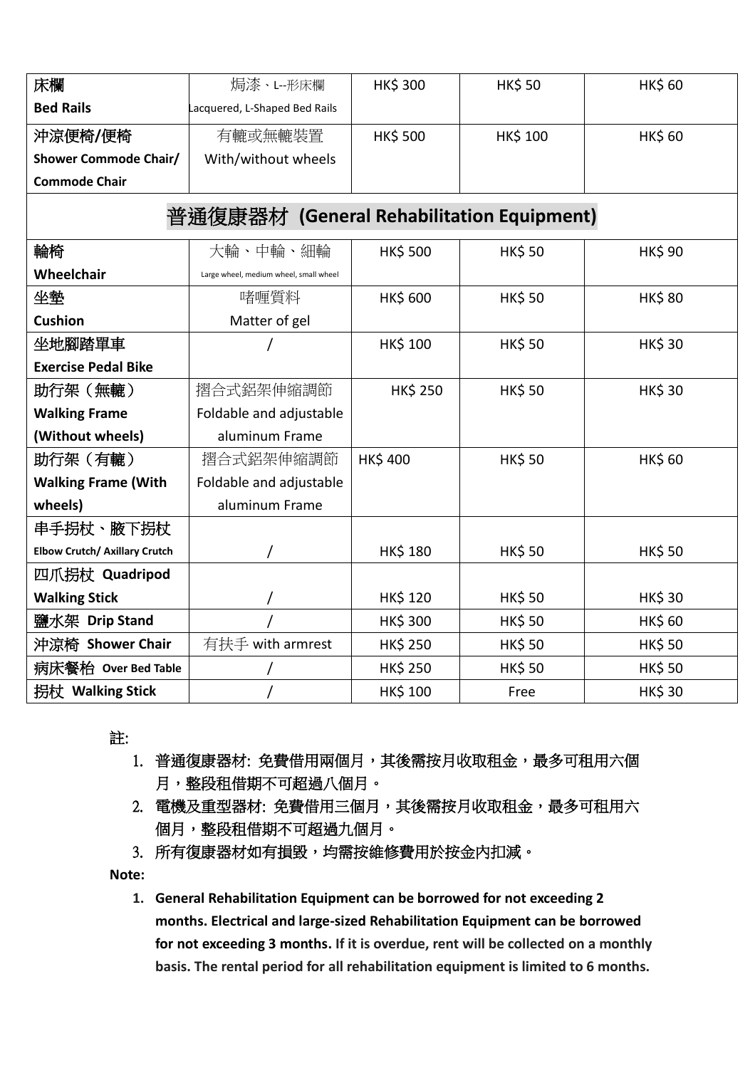| | | | | |
|---|---|---|---|---|
| 床欄 **Bed Rails** | 焗漆、L--形床欄 Lacquered, L-Shaped Bed Rails | HK$ 300 | HK$ 50 | HK$ 60 |
| 沖涼便椅/便椅 **Shower Commode Chair/ Commode Chair** | 有轆或無轆裝置 With/without wheels | HK$ 500 | HK$ 100 | HK$ 60 |
| **普通復康器材 (General Rehabilitation Equipment)** | | | | |
| 輪椅 **Wheelchair** | 大輪、中輪、細輪 Large wheel, medium wheel, small wheel | HK$ 500 | HK$ 50 | HK$ 90 |
| 坐墊 **Cushion** | 啫喱質料 Matter of gel | HK$ 600 | HK$ 50 | HK$ 80 |
| 坐地腳踏單車 **Exercise Pedal Bike** | / | HK$ 100 | HK$ 50 | HK$ 30 |
| 助行架（無轆） **Walking Frame (Without wheels)** | 摺合式鋁架伸縮調節 Foldable and adjustable aluminum Frame | HK$ 250 | HK$ 50 | HK$ 30 |
| 助行架（有轆） **Walking Frame (With wheels)** | 摺合式鋁架伸縮調節 Foldable and adjustable aluminum Frame | HK$ 400 | HK$ 50 | HK$ 60 |
| 串手拐杖、腋下拐杖 **Elbow Crutch/ Axillary Crutch** | / | HK$ 180 | HK$ 50 | HK$ 50 |
| 四爪拐杖 **Quadripod Walking Stick** | / | HK$ 120 | HK$ 50 | HK$ 30 |
| 鹽水架 **Drip Stand** | / | HK$ 300 | HK$ 50 | HK$ 60 |
| 沖涼椅 **Shower Chair** | 有扶手 with armrest | HK$ 250 | HK$ 50 | HK$ 50 |
| 病床餐枱 **Over Bed Table** | / | HK$ 250 | HK$ 50 | HK$ 50 |
| 拐杖 **Walking Stick** | / | HK$ 100 | Free | HK$ 30 |

註:

1. 普通復康器材: 免費借用兩個月，其後需按月收取租金，最多可租用六個月，整段租借期不可超過八個月。
2. 電機及重型器材: 免費借用三個月，其後需按月收取租金，最多可租用六個月，整段租借期不可超過九個月。
3. 所有復康器材如有損毀，均需按維修費用於按金內扣減。

**Note:**

1. **General Rehabilitation Equipment can be borrowed for not exceeding 2 months. Electrical and large-sized Rehabilitation Equipment can be borrowed for not exceeding 3 months. If it is overdue, rent will be collected on a monthly basis. The rental period for all rehabilitation equipment is limited to 6 months.**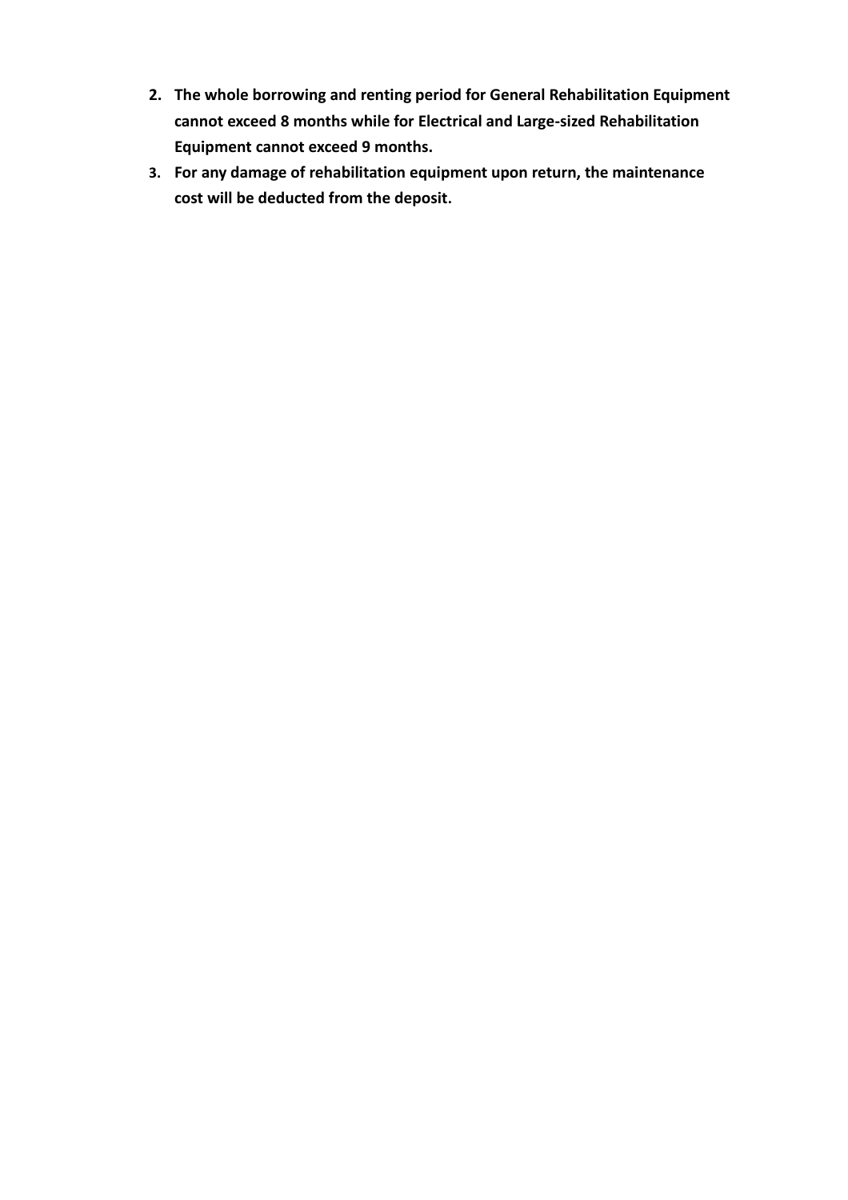2. **The whole borrowing and renting period for General Rehabilitation Equipment cannot exceed 8 months while for Electrical and Large-sized Rehabilitation Equipment cannot exceed 9 months.**
3. **For any damage of rehabilitation equipment upon return, the maintenance cost will be deducted from the deposit.**